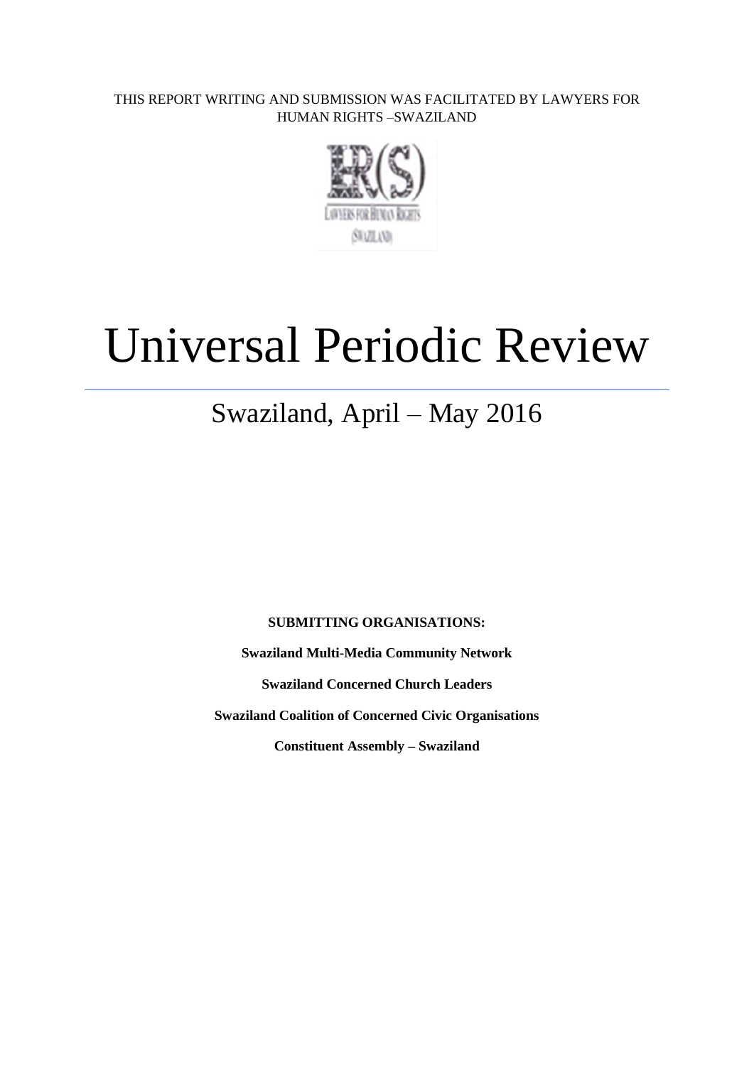THIS REPORT WRITING AND SUBMISSION WAS FACILITATED BY LAWYERS FOR HUMAN RIGHTS –SWAZILAND

# Universal Periodic Review

## Swaziland, April – May 2016

**SUBMITTING ORGANISATIONS:**

**Swaziland Multi-Media Community Network**

**Swaziland Concerned Church Leaders**

**Swaziland Coalition of Concerned Civic Organisations**

**Constituent Assembly – Swaziland**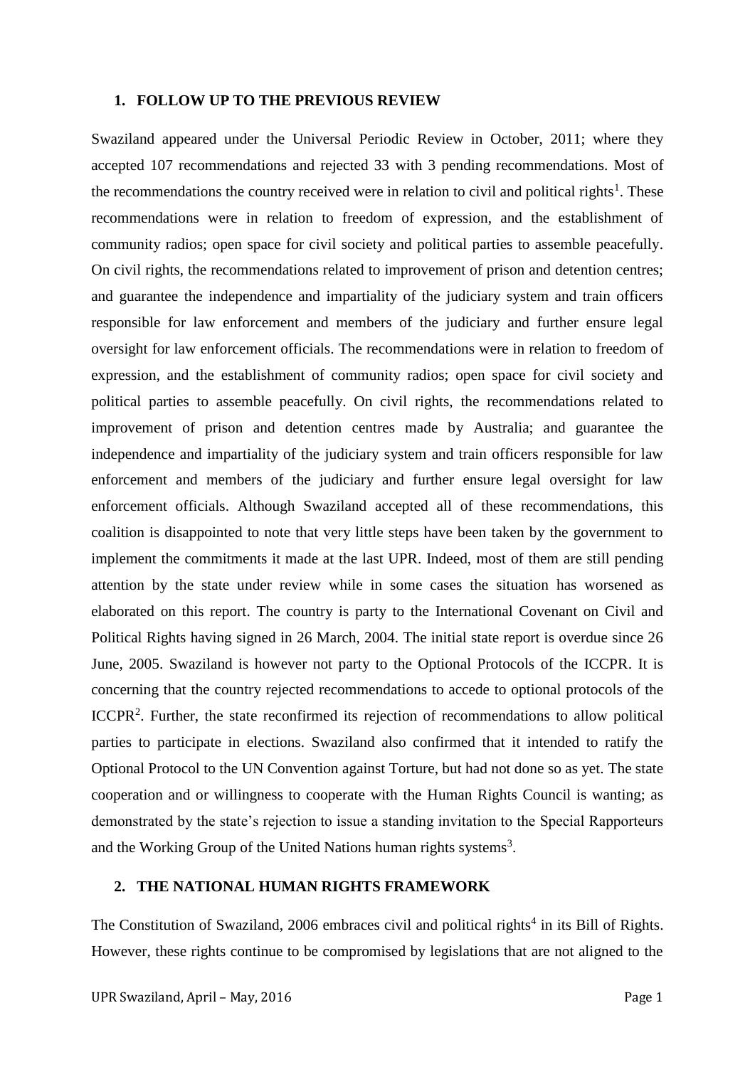## 1. FOLLOW UP TO THE PREVIOUS REVIEW

Swaziland appeared under the Universal Periodic Review in October, 2011; where they accepted 107 recommendations and rejected 33 with 3 pending recommendations. Most of the recommendations the country received were in relation to civil and political rights[1]. These recommendations were in relation to freedom of expression, and the establishment of community radios; open space for civil society and political parties to assemble peacefully. On civil rights, the recommendations related to improvement of prison and detention centres; and guarantee the independence and impartiality of the judiciary system and train officers responsible for law enforcement and members of the judiciary and further ensure legal oversight for law enforcement officials. The recommendations were in relation to freedom of expression, and the establishment of community radios; open space for civil society and political parties to assemble peacefully. On civil rights, the recommendations related to improvement of prison and detention centres made by Australia; and guarantee the independence and impartiality of the judiciary system and train officers responsible for law enforcement and members of the judiciary and further ensure legal oversight for law enforcement officials. Although Swaziland accepted all of these recommendations, this coalition is disappointed to note that very little steps have been taken by the government to implement the commitments it made at the last UPR. Indeed, most of them are still pending attention by the state under review while in some cases the situation has worsened as elaborated on this report. The country is party to the International Covenant on Civil and Political Rights having signed in 26 March, 2004. The initial state report is overdue since 26 June, 2005. Swaziland is however not party to the Optional Protocols of the ICCPR. It is concerning that the country rejected recommendations to accede to optional protocols of the ICCPR[2]. Further, the state reconfirmed its rejection of recommendations to allow political parties to participate in elections. Swaziland also confirmed that it intended to ratify the Optional Protocol to the UN Convention against Torture, but had not done so as yet. The state cooperation and or willingness to cooperate with the Human Rights Council is wanting; as demonstrated by the state's rejection to issue a standing invitation to the Special Rapporteurs and the Working Group of the United Nations human rights systems[3].

## 2. THE NATIONAL HUMAN RIGHTS FRAMEWORK

The Constitution of Swaziland, 2006 embraces civil and political rights[4] in its Bill of Rights. However, these rights continue to be compromised by legislations that are not aligned to the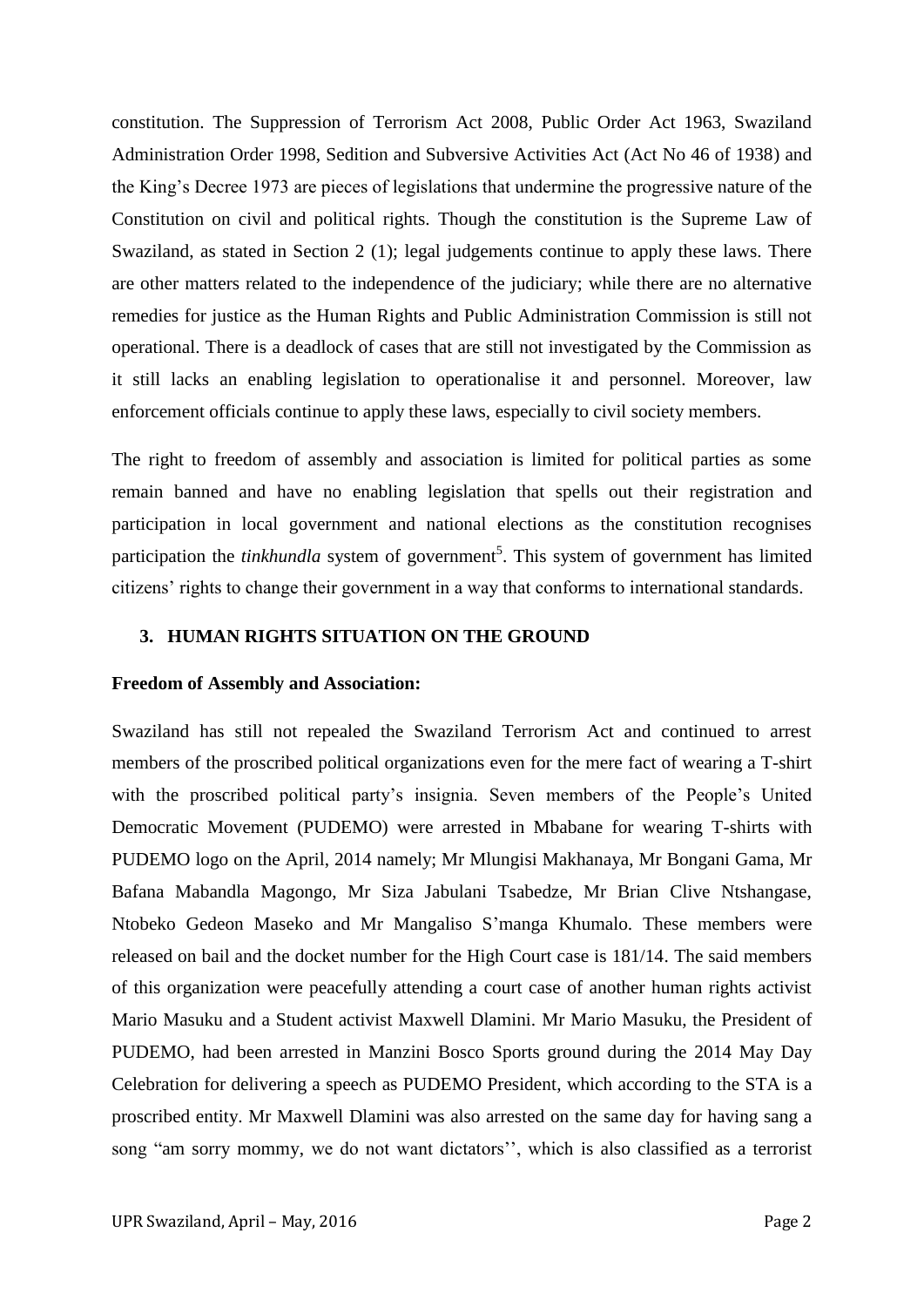constitution. The Suppression of Terrorism Act 2008, Public Order Act 1963, Swaziland Administration Order 1998, Sedition and Subversive Activities Act (Act No 46 of 1938) and the King's Decree 1973 are pieces of legislations that undermine the progressive nature of the Constitution on civil and political rights. Though the constitution is the Supreme Law of Swaziland, as stated in Section 2 (1); legal judgements continue to apply these laws. There are other matters related to the independence of the judiciary; while there are no alternative remedies for justice as the Human Rights and Public Administration Commission is still not operational. There is a deadlock of cases that are still not investigated by the Commission as it still lacks an enabling legislation to operationalise it and personnel. Moreover, law enforcement officials continue to apply these laws, especially to civil society members.

The right to freedom of assembly and association is limited for political parties as some remain banned and have no enabling legislation that spells out their registration and participation in local government and national elections as the constitution recognises participation the *tinkhundla* system of government[5]. This system of government has limited citizens' rights to change their government in a way that conforms to international standards.

## 3. HUMAN RIGHTS SITUATION ON THE GROUND

**Freedom of Assembly and Association:**

Swaziland has still not repealed the Swaziland Terrorism Act and continued to arrest members of the proscribed political organizations even for the mere fact of wearing a T-shirt with the proscribed political party's insignia. Seven members of the People's United Democratic Movement (PUDEMO) were arrested in Mbabane for wearing T-shirts with PUDEMO logo on the April, 2014 namely; Mr Mlungisi Makhanaya, Mr Bongani Gama, Mr Bafana Mabandla Magongo, Mr Siza Jabulani Tsabedze, Mr Brian Clive Ntshangase, Ntobeko Gedeon Maseko and Mr Mangaliso S'manga Khumalo. These members were released on bail and the docket number for the High Court case is 181/14. The said members of this organization were peacefully attending a court case of another human rights activist Mario Masuku and a Student activist Maxwell Dlamini. Mr Mario Masuku, the President of PUDEMO, had been arrested in Manzini Bosco Sports ground during the 2014 May Day Celebration for delivering a speech as PUDEMO President, which according to the STA is a proscribed entity. Mr Maxwell Dlamini was also arrested on the same day for having sang a song "am sorry mommy, we do not want dictators'', which is also classified as a terrorist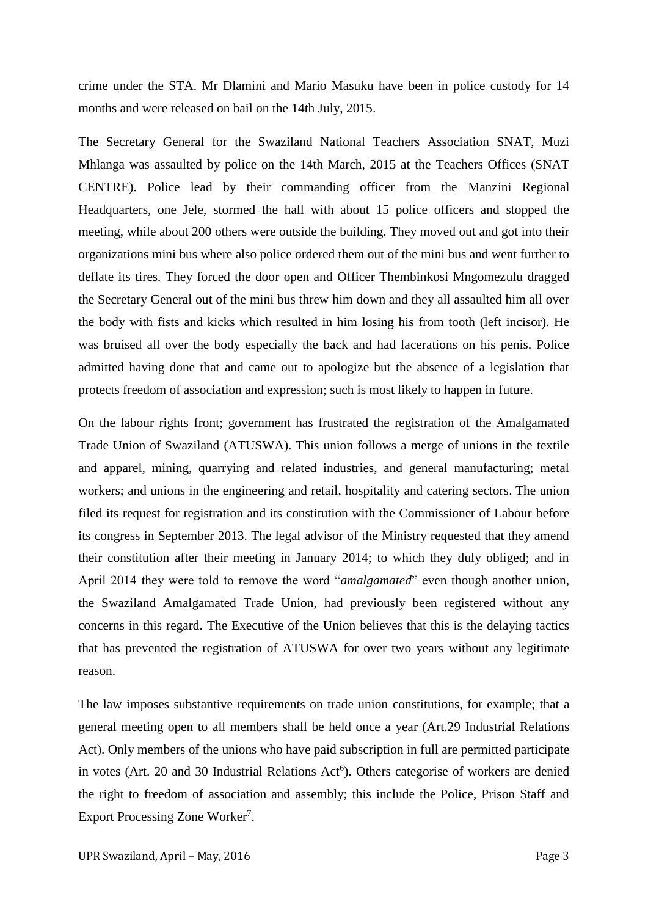crime under the STA. Mr Dlamini and Mario Masuku have been in police custody for 14 months and were released on bail on the 14th July, 2015.

The Secretary General for the Swaziland National Teachers Association SNAT, Muzi Mhlanga was assaulted by police on the 14th March, 2015 at the Teachers Offices (SNAT CENTRE). Police lead by their commanding officer from the Manzini Regional Headquarters, one Jele, stormed the hall with about 15 police officers and stopped the meeting, while about 200 others were outside the building. They moved out and got into their organizations mini bus where also police ordered them out of the mini bus and went further to deflate its tires. They forced the door open and Officer Thembinkosi Mngomezulu dragged the Secretary General out of the mini bus threw him down and they all assaulted him all over the body with fists and kicks which resulted in him losing his from tooth (left incisor). He was bruised all over the body especially the back and had lacerations on his penis. Police admitted having done that and came out to apologize but the absence of a legislation that protects freedom of association and expression; such is most likely to happen in future.

On the labour rights front; government has frustrated the registration of the Amalgamated Trade Union of Swaziland (ATUSWA). This union follows a merge of unions in the textile and apparel, mining, quarrying and related industries, and general manufacturing; metal workers; and unions in the engineering and retail, hospitality and catering sectors. The union filed its request for registration and its constitution with the Commissioner of Labour before its congress in September 2013. The legal advisor of the Ministry requested that they amend their constitution after their meeting in January 2014; to which they duly obliged; and in April 2014 they were told to remove the word "*amalgamated*" even though another union, the Swaziland Amalgamated Trade Union, had previously been registered without any concerns in this regard. The Executive of the Union believes that this is the delaying tactics that has prevented the registration of ATUSWA for over two years without any legitimate reason.

The law imposes substantive requirements on trade union constitutions, for example; that a general meeting open to all members shall be held once a year (Art.29 Industrial Relations Act). Only members of the unions who have paid subscription in full are permitted participate in votes (Art. 20 and 30 Industrial Relations Act[6]). Others categorise of workers are denied the right to freedom of association and assembly; this include the Police, Prison Staff and Export Processing Zone Worker[7].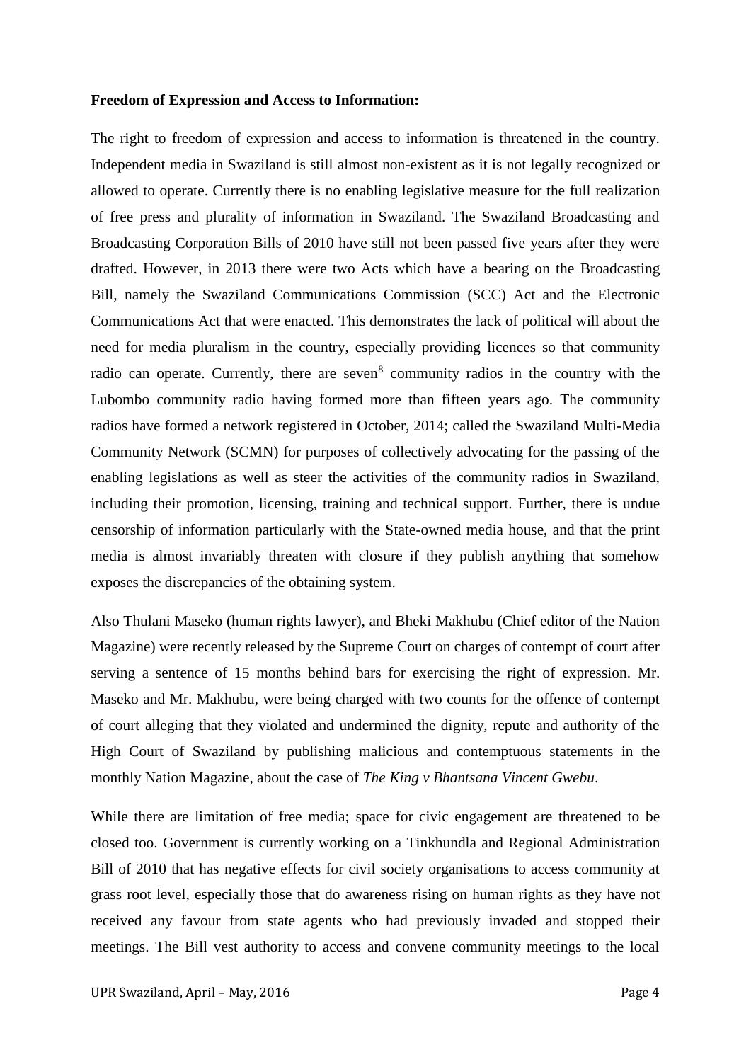**Freedom of Expression and Access to Information:**

The right to freedom of expression and access to information is threatened in the country. Independent media in Swaziland is still almost non-existent as it is not legally recognized or allowed to operate. Currently there is no enabling legislative measure for the full realization of free press and plurality of information in Swaziland. The Swaziland Broadcasting and Broadcasting Corporation Bills of 2010 have still not been passed five years after they were drafted. However, in 2013 there were two Acts which have a bearing on the Broadcasting Bill, namely the Swaziland Communications Commission (SCC) Act and the Electronic Communications Act that were enacted. This demonstrates the lack of political will about the need for media pluralism in the country, especially providing licences so that community radio can operate. Currently, there are seven[8] community radios in the country with the Lubombo community radio having formed more than fifteen years ago. The community radios have formed a network registered in October, 2014; called the Swaziland Multi-Media Community Network (SCMN) for purposes of collectively advocating for the passing of the enabling legislations as well as steer the activities of the community radios in Swaziland, including their promotion, licensing, training and technical support. Further, there is undue censorship of information particularly with the State-owned media house, and that the print media is almost invariably threaten with closure if they publish anything that somehow exposes the discrepancies of the obtaining system.

Also Thulani Maseko (human rights lawyer), and Bheki Makhubu (Chief editor of the Nation Magazine) were recently released by the Supreme Court on charges of contempt of court after serving a sentence of 15 months behind bars for exercising the right of expression. Mr. Maseko and Mr. Makhubu, were being charged with two counts for the offence of contempt of court alleging that they violated and undermined the dignity, repute and authority of the High Court of Swaziland by publishing malicious and contemptuous statements in the monthly Nation Magazine, about the case of *The King v Bhantsana Vincent Gwebu*.

While there are limitation of free media; space for civic engagement are threatened to be closed too. Government is currently working on a Tinkhundla and Regional Administration Bill of 2010 that has negative effects for civil society organisations to access community at grass root level, especially those that do awareness rising on human rights as they have not received any favour from state agents who had previously invaded and stopped their meetings. The Bill vest authority to access and convene community meetings to the local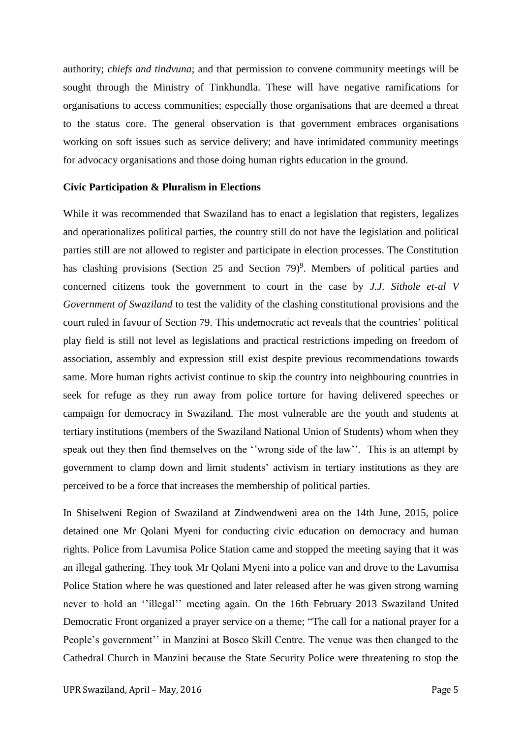authority; *chiefs and tindvuna*; and that permission to convene community meetings will be sought through the Ministry of Tinkhundla. These will have negative ramifications for organisations to access communities; especially those organisations that are deemed a threat to the status core. The general observation is that government embraces organisations working on soft issues such as service delivery; and have intimidated community meetings for advocacy organisations and those doing human rights education in the ground.

**Civic Participation & Pluralism in Elections**

While it was recommended that Swaziland has to enact a legislation that registers, legalizes and operationalizes political parties, the country still do not have the legislation and political parties still are not allowed to register and participate in election processes. The Constitution has clashing provisions (Section 25 and Section 79)[9]. Members of political parties and concerned citizens took the government to court in the case by *J.J. Sithole et-al V Government of Swaziland* to test the validity of the clashing constitutional provisions and the court ruled in favour of Section 79. This undemocratic act reveals that the countries' political play field is still not level as legislations and practical restrictions impeding on freedom of association, assembly and expression still exist despite previous recommendations towards same. More human rights activist continue to skip the country into neighbouring countries in seek for refuge as they run away from police torture for having delivered speeches or campaign for democracy in Swaziland. The most vulnerable are the youth and students at tertiary institutions (members of the Swaziland National Union of Students) whom when they speak out they then find themselves on the ''wrong side of the law''. This is an attempt by government to clamp down and limit students' activism in tertiary institutions as they are perceived to be a force that increases the membership of political parties.

In Shiselweni Region of Swaziland at Zindwendweni area on the 14th June, 2015, police detained one Mr Qolani Myeni for conducting civic education on democracy and human rights. Police from Lavumisa Police Station came and stopped the meeting saying that it was an illegal gathering. They took Mr Qolani Myeni into a police van and drove to the Lavumisa Police Station where he was questioned and later released after he was given strong warning never to hold an ''illegal'' meeting again. On the 16th February 2013 Swaziland United Democratic Front organized a prayer service on a theme; "The call for a national prayer for a People's government'' in Manzini at Bosco Skill Centre. The venue was then changed to the Cathedral Church in Manzini because the State Security Police were threatening to stop the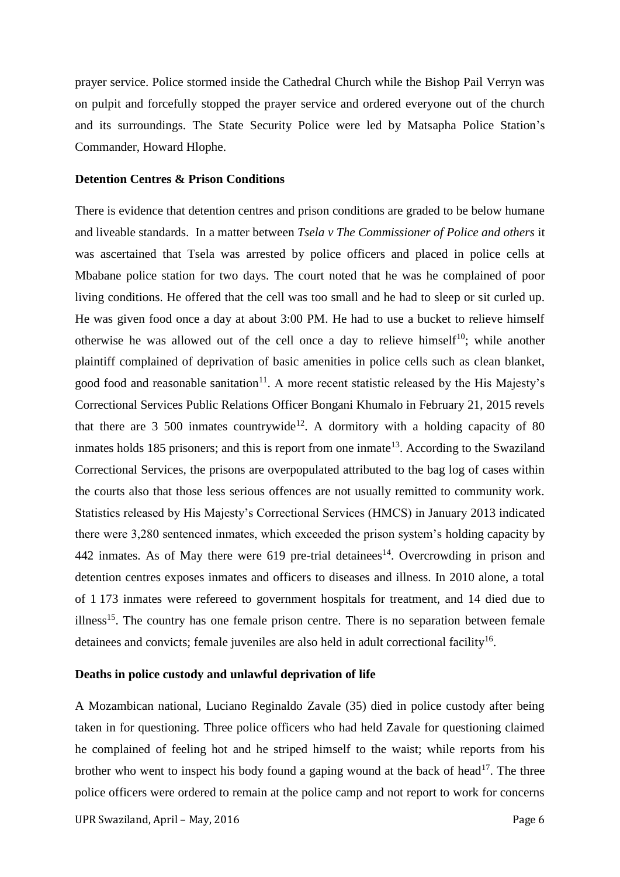prayer service. Police stormed inside the Cathedral Church while the Bishop Pail Verryn was on pulpit and forcefully stopped the prayer service and ordered everyone out of the church and its surroundings. The State Security Police were led by Matsapha Police Station's Commander, Howard Hlophe.

**Detention Centres & Prison Conditions**

There is evidence that detention centres and prison conditions are graded to be below humane and liveable standards. In a matter between *Tsela v The Commissioner of Police and others* it was ascertained that Tsela was arrested by police officers and placed in police cells at Mbabane police station for two days. The court noted that he was he complained of poor living conditions. He offered that the cell was too small and he had to sleep or sit curled up. He was given food once a day at about 3:00 PM. He had to use a bucket to relieve himself otherwise he was allowed out of the cell once a day to relieve himself[10]; while another plaintiff complained of deprivation of basic amenities in police cells such as clean blanket, good food and reasonable sanitation[11]. A more recent statistic released by the His Majesty's Correctional Services Public Relations Officer Bongani Khumalo in February 21, 2015 revels that there are 3 500 inmates countrywide[12]. A dormitory with a holding capacity of 80 inmates holds 185 prisoners; and this is report from one inmate[13]. According to the Swaziland Correctional Services, the prisons are overpopulated attributed to the bag log of cases within the courts also that those less serious offences are not usually remitted to community work. Statistics released by His Majesty's Correctional Services (HMCS) in January 2013 indicated there were 3,280 sentenced inmates, which exceeded the prison system's holding capacity by 442 inmates. As of May there were 619 pre-trial detainees[14]. Overcrowding in prison and detention centres exposes inmates and officers to diseases and illness. In 2010 alone, a total of 1 173 inmates were refereed to government hospitals for treatment, and 14 died due to illness[15]. The country has one female prison centre. There is no separation between female detainees and convicts; female juveniles are also held in adult correctional facility[16].

**Deaths in police custody and unlawful deprivation of life**

A Mozambican national, Luciano Reginaldo Zavale (35) died in police custody after being taken in for questioning. Three police officers who had held Zavale for questioning claimed he complained of feeling hot and he striped himself to the waist; while reports from his brother who went to inspect his body found a gaping wound at the back of head[17]. The three police officers were ordered to remain at the police camp and not report to work for concerns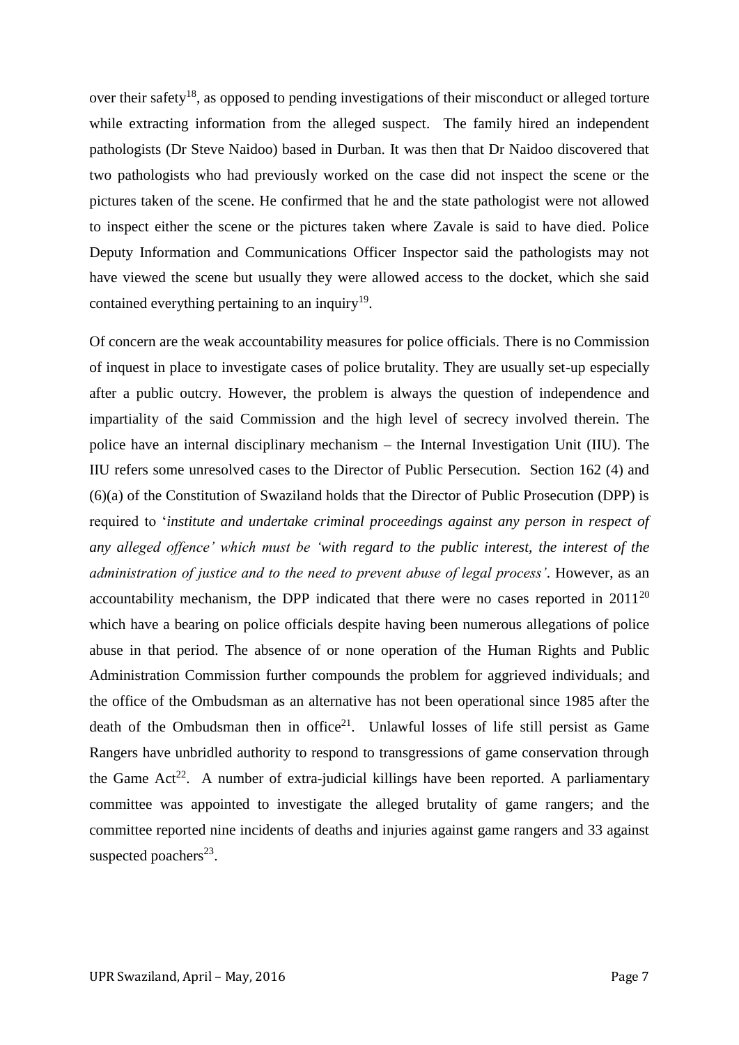over their safety[18], as opposed to pending investigations of their misconduct or alleged torture while extracting information from the alleged suspect. The family hired an independent pathologists (Dr Steve Naidoo) based in Durban. It was then that Dr Naidoo discovered that two pathologists who had previously worked on the case did not inspect the scene or the pictures taken of the scene. He confirmed that he and the state pathologist were not allowed to inspect either the scene or the pictures taken where Zavale is said to have died. Police Deputy Information and Communications Officer Inspector said the pathologists may not have viewed the scene but usually they were allowed access to the docket, which she said contained everything pertaining to an inquiry[19].

Of concern are the weak accountability measures for police officials. There is no Commission of inquest in place to investigate cases of police brutality. They are usually set-up especially after a public outcry. However, the problem is always the question of independence and impartiality of the said Commission and the high level of secrecy involved therein. The police have an internal disciplinary mechanism – the Internal Investigation Unit (IIU). The IIU refers some unresolved cases to the Director of Public Persecution. Section 162 (4) and (6)(a) of the Constitution of Swaziland holds that the Director of Public Prosecution (DPP) is required to '*institute and undertake criminal proceedings against any person in respect of any alleged offence' which must be 'with regard to the public interest, the interest of the administration of justice and to the need to prevent abuse of legal process'*. However, as an accountability mechanism, the DPP indicated that there were no cases reported in 2011[20] which have a bearing on police officials despite having been numerous allegations of police abuse in that period. The absence of or none operation of the Human Rights and Public Administration Commission further compounds the problem for aggrieved individuals; and the office of the Ombudsman as an alternative has not been operational since 1985 after the death of the Ombudsman then in office[21]. Unlawful losses of life still persist as Game Rangers have unbridled authority to respond to transgressions of game conservation through the Game Act[22]. A number of extra-judicial killings have been reported. A parliamentary committee was appointed to investigate the alleged brutality of game rangers; and the committee reported nine incidents of deaths and injuries against game rangers and 33 against suspected poachers[23].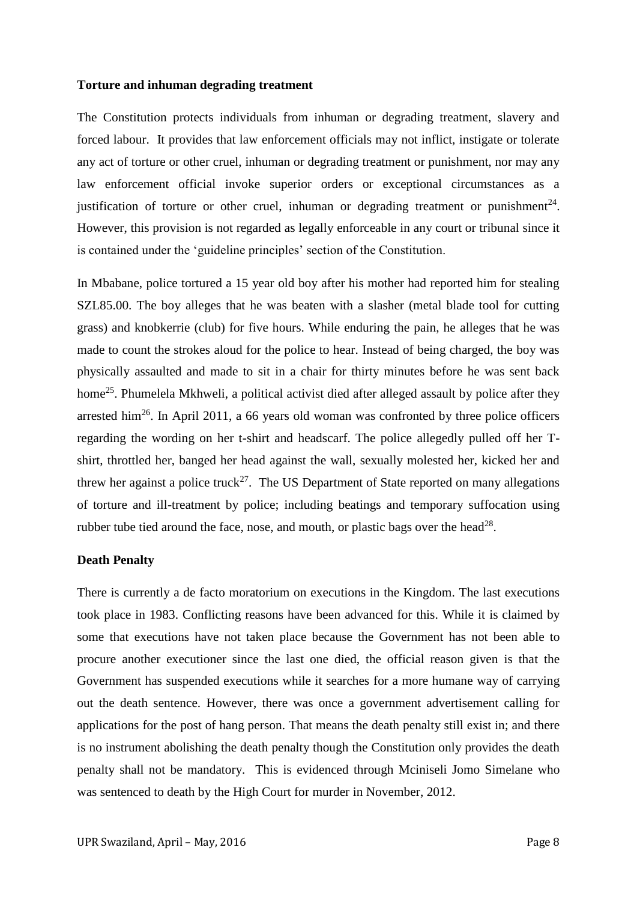**Torture and inhuman degrading treatment**

The Constitution protects individuals from inhuman or degrading treatment, slavery and forced labour. It provides that law enforcement officials may not inflict, instigate or tolerate any act of torture or other cruel, inhuman or degrading treatment or punishment, nor may any law enforcement official invoke superior orders or exceptional circumstances as a justification of torture or other cruel, inhuman or degrading treatment or punishment[24]. However, this provision is not regarded as legally enforceable in any court or tribunal since it is contained under the 'guideline principles' section of the Constitution.

In Mbabane, police tortured a 15 year old boy after his mother had reported him for stealing SZL85.00. The boy alleges that he was beaten with a slasher (metal blade tool for cutting grass) and knobkerrie (club) for five hours. While enduring the pain, he alleges that he was made to count the strokes aloud for the police to hear. Instead of being charged, the boy was physically assaulted and made to sit in a chair for thirty minutes before he was sent back home[25]. Phumelela Mkhweli, a political activist died after alleged assault by police after they arrested him[26]. In April 2011, a 66 years old woman was confronted by three police officers regarding the wording on her t-shirt and headscarf. The police allegedly pulled off her T-shirt, throttled her, banged her head against the wall, sexually molested her, kicked her and threw her against a police truck[27]. The US Department of State reported on many allegations of torture and ill-treatment by police; including beatings and temporary suffocation using rubber tube tied around the face, nose, and mouth, or plastic bags over the head[28].

**Death Penalty**

There is currently a de facto moratorium on executions in the Kingdom. The last executions took place in 1983. Conflicting reasons have been advanced for this. While it is claimed by some that executions have not taken place because the Government has not been able to procure another executioner since the last one died, the official reason given is that the Government has suspended executions while it searches for a more humane way of carrying out the death sentence. However, there was once a government advertisement calling for applications for the post of hang person. That means the death penalty still exist in; and there is no instrument abolishing the death penalty though the Constitution only provides the death penalty shall not be mandatory. This is evidenced through Mciniseli Jomo Simelane who was sentenced to death by the High Court for murder in November, 2012.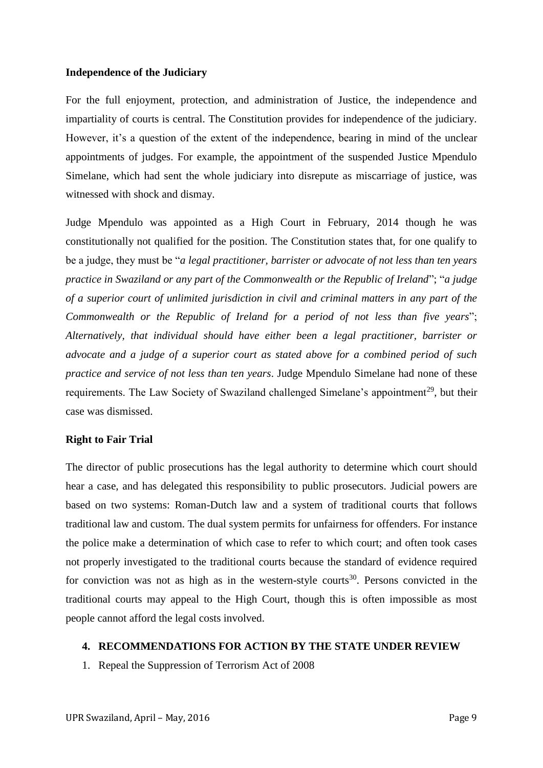**Independence of the Judiciary**

For the full enjoyment, protection, and administration of Justice, the independence and impartiality of courts is central. The Constitution provides for independence of the judiciary. However, it's a question of the extent of the independence, bearing in mind of the unclear appointments of judges. For example, the appointment of the suspended Justice Mpendulo Simelane, which had sent the whole judiciary into disrepute as miscarriage of justice, was witnessed with shock and dismay.

Judge Mpendulo was appointed as a High Court in February, 2014 though he was constitutionally not qualified for the position. The Constitution states that, for one qualify to be a judge, they must be "*a legal practitioner, barrister or advocate of not less than ten years practice in Swaziland or any part of the Commonwealth or the Republic of Ireland*"; "*a judge of a superior court of unlimited jurisdiction in civil and criminal matters in any part of the Commonwealth or the Republic of Ireland for a period of not less than five years*"; *Alternatively, that individual should have either been a legal practitioner, barrister or advocate and a judge of a superior court as stated above for a combined period of such practice and service of not less than ten years*. Judge Mpendulo Simelane had none of these requirements. The Law Society of Swaziland challenged Simelane's appointment[29], but their case was dismissed.

**Right to Fair Trial**

The director of public prosecutions has the legal authority to determine which court should hear a case, and has delegated this responsibility to public prosecutors. Judicial powers are based on two systems: Roman-Dutch law and a system of traditional courts that follows traditional law and custom. The dual system permits for unfairness for offenders. For instance the police make a determination of which case to refer to which court; and often took cases not properly investigated to the traditional courts because the standard of evidence required for conviction was not as high as in the western-style courts[30]. Persons convicted in the traditional courts may appeal to the High Court, though this is often impossible as most people cannot afford the legal costs involved.

## 4. RECOMMENDATIONS FOR ACTION BY THE STATE UNDER REVIEW

1. Repeal the Suppression of Terrorism Act of 2008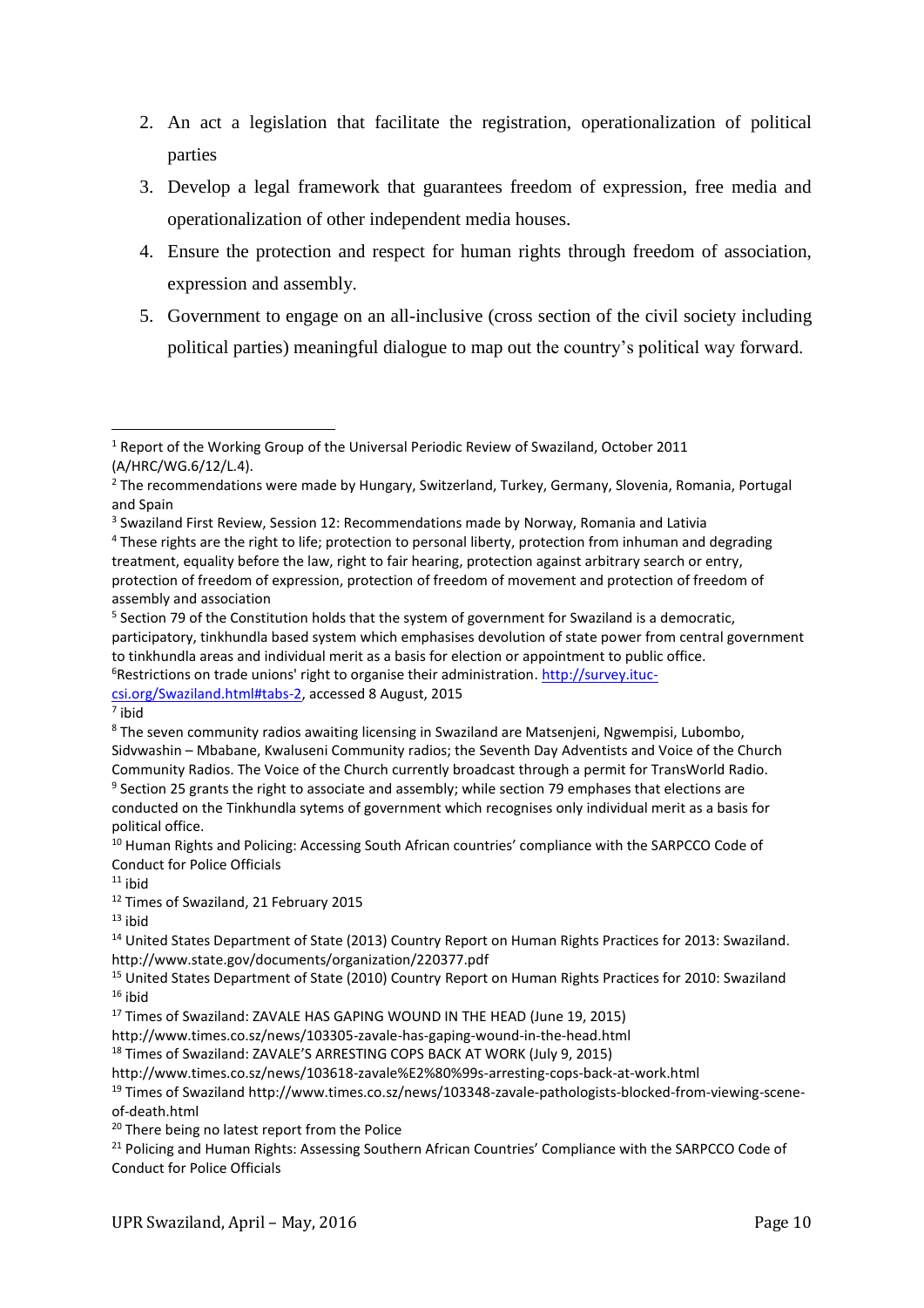2. An act a legislation that facilitate the registration, operationalization of political parties
3. Develop a legal framework that guarantees freedom of expression, free media and operationalization of other independent media houses.
4. Ensure the protection and respect for human rights through freedom of association, expression and assembly.
5. Government to engage on an all-inclusive (cross section of the civil society including political parties) meaningful dialogue to map out the country's political way forward.

---

[1] Report of the Working Group of the Universal Periodic Review of Swaziland, October 2011 (A/HRC/WG.6/12/L.4).

[2] The recommendations were made by Hungary, Switzerland, Turkey, Germany, Slovenia, Romania, Portugal and Spain

[3] Swaziland First Review, Session 12: Recommendations made by Norway, Romania and Lativia

[4] These rights are the right to life; protection to personal liberty, protection from inhuman and degrading treatment, equality before the law, right to fair hearing, protection against arbitrary search or entry, protection of freedom of expression, protection of freedom of movement and protection of freedom of assembly and association

[5] Section 79 of the Constitution holds that the system of government for Swaziland is a democratic, participatory, tinkhundla based system which emphasises devolution of state power from central government to tinkhundla areas and individual merit as a basis for election or appointment to public office.

[6] Restrictions on trade unions' right to organise their administration. http://survey.ituc-csi.org/Swaziland.html#tabs-2, accessed 8 August, 2015

[7] ibid

[8] The seven community radios awaiting licensing in Swaziland are Matsenjeni, Ngwempisi, Lubombo, Sidvwashin – Mbabane, Kwaluseni Community radios; the Seventh Day Adventists and Voice of the Church Community Radios. The Voice of the Church currently broadcast through a permit for TransWorld Radio.

[9] Section 25 grants the right to associate and assembly; while section 79 emphases that elections are conducted on the Tinkhundla sytems of government which recognises only individual merit as a basis for political office.

[10] Human Rights and Policing: Accessing South African countries' compliance with the SARPCCO Code of Conduct for Police Officials

[11] ibid

[12] Times of Swaziland, 21 February 2015

[13] ibid

[14] United States Department of State (2013) Country Report on Human Rights Practices for 2013: Swaziland. http://www.state.gov/documents/organization/220377.pdf

[15] United States Department of State (2010) Country Report on Human Rights Practices for 2010: Swaziland

[16] ibid

[17] Times of Swaziland: ZAVALE HAS GAPING WOUND IN THE HEAD (June 19, 2015) http://www.times.co.sz/news/103305-zavale-has-gaping-wound-in-the-head.html

[18] Times of Swaziland: ZAVALE'S ARRESTING COPS BACK AT WORK (July 9, 2015) http://www.times.co.sz/news/103618-zavale%E2%80%99s-arresting-cops-back-at-work.html

[19] Times of Swaziland http://www.times.co.sz/news/103348-zavale-pathologists-blocked-from-viewing-scene-of-death.html

[20] There being no latest report from the Police

[21] Policing and Human Rights: Assessing Southern African Countries' Compliance with the SARPCCO Code of Conduct for Police Officials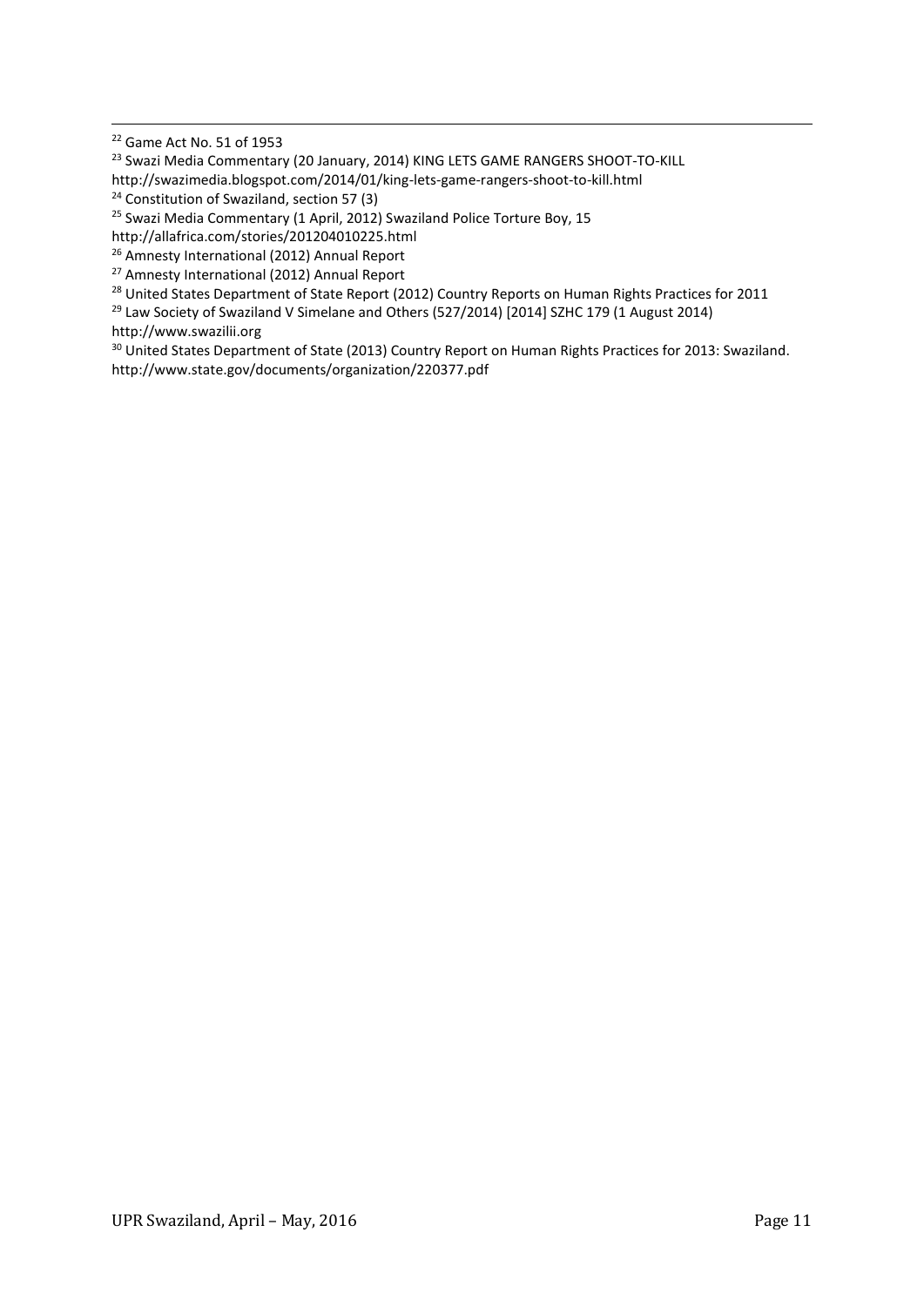[22] Game Act No. 51 of 1953

[23] Swazi Media Commentary (20 January, 2014) KING LETS GAME RANGERS SHOOT-TO-KILL http://swazimedia.blogspot.com/2014/01/king-lets-game-rangers-shoot-to-kill.html

[24] Constitution of Swaziland, section 57 (3)

[25] Swazi Media Commentary (1 April, 2012) Swaziland Police Torture Boy, 15 http://allafrica.com/stories/201204010225.html

[26] Amnesty International (2012) Annual Report

[27] Amnesty International (2012) Annual Report

[28] United States Department of State Report (2012) Country Reports on Human Rights Practices for 2011

[29] Law Society of Swaziland V Simelane and Others (527/2014) [2014] SZHC 179 (1 August 2014) http://www.swazilii.org

[30] United States Department of State (2013) Country Report on Human Rights Practices for 2013: Swaziland. http://www.state.gov/documents/organization/220377.pdf